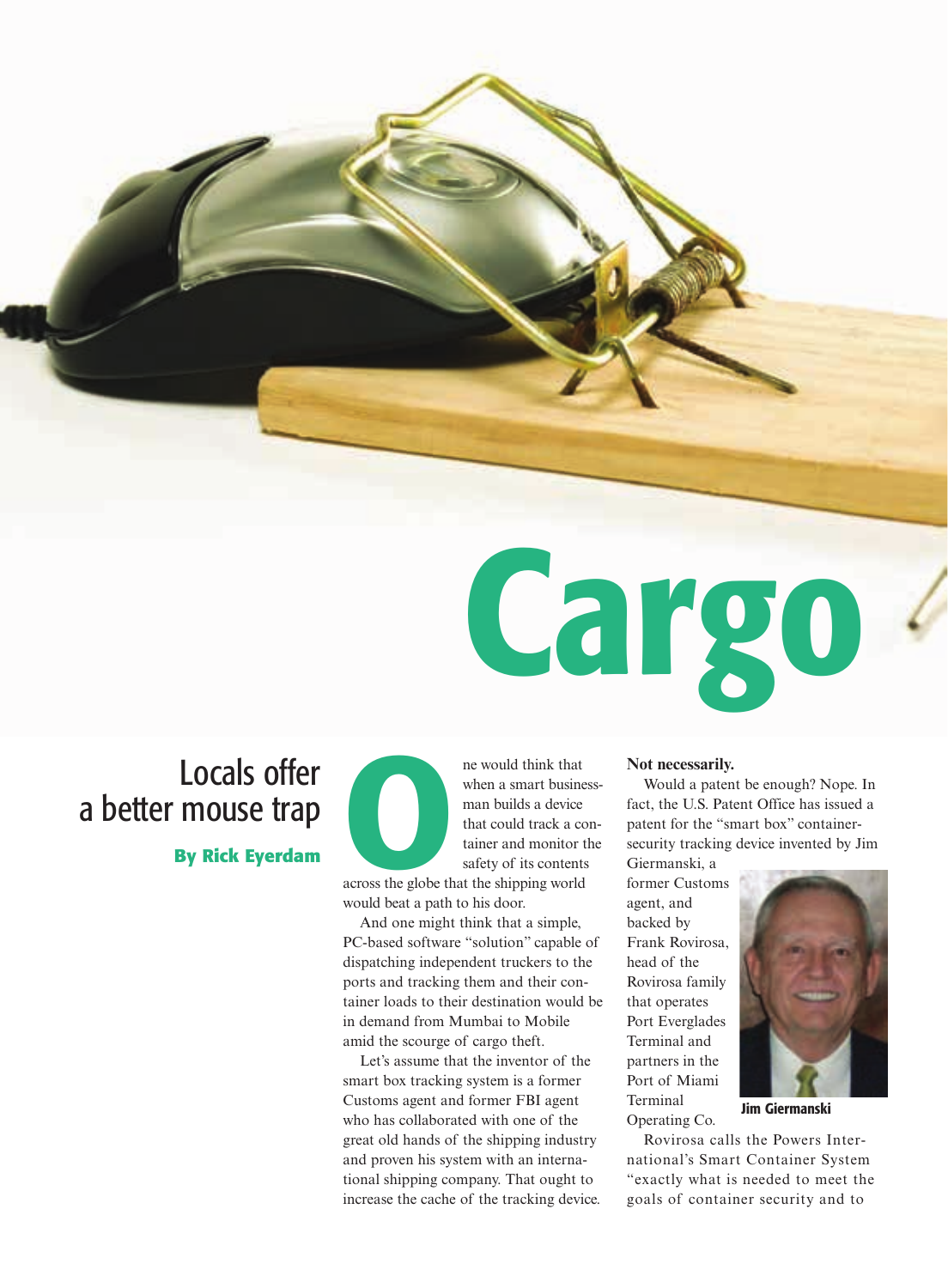# Cargo

## Locals offer a better mouse trap

**By Rick Eyerdam**

One would think that when a smart businessman builds a device that could track a container and monitor the safety of its contents across the globe that the shipping world would beat a path to his door.

And one might think that a simple, PC-based software "solution" capable of dispatching independent truckers to the ports and tracking them and their container loads to their destination would be in demand from Mumbai to Mobile amid the scourge of cargo theft.

Let's assume that the inventor of the smart box tracking system is a former Customs agent and former FBI agent who has collaborated with one of the great old hands of the shipping industry and proven his system with an international shipping company. That ought to increase the cache of the tracking device.

**Not necessarily.**

Would a patent be enough? Nope. In fact, the U.S. Patent Office has issued a patent for the "smart box" container-security tracking device invented by Jim Giermanski, a former Customs agent, and backed by Frank Rovirosa, head of the Rovirosa family that operates Port Everglades Terminal and partners in the Port of Miami Terminal Operating Co.

Jim Giermanski

Rovirosa calls the Powers International's Smart Container System "exactly what is needed to meet the goals of container security and to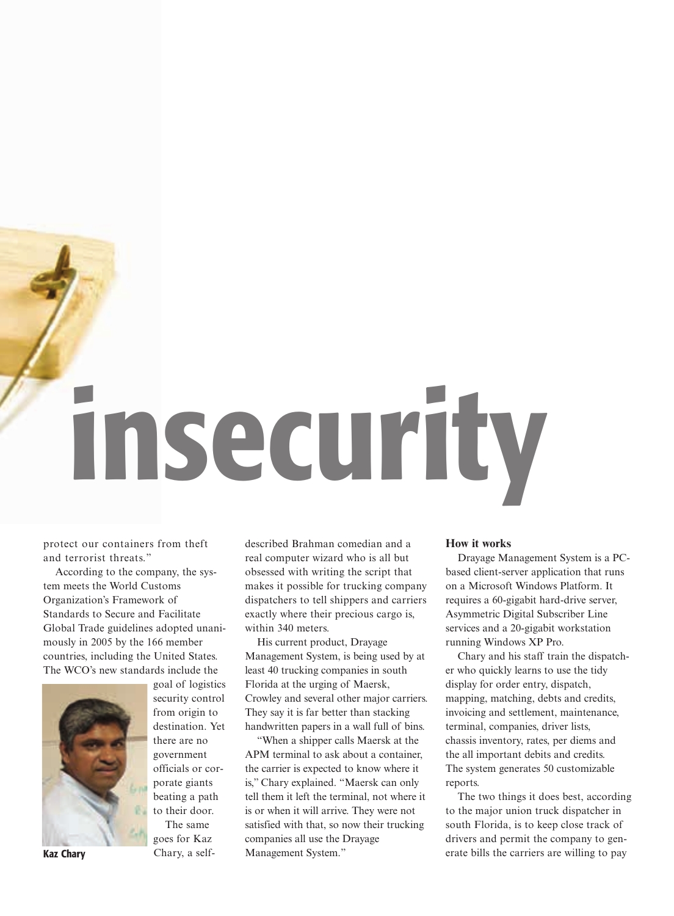# insecurity

protect our containers from theft and terrorist threats."

According to the company, the system meets the World Customs Organization's Framework of Standards to Secure and Facilitate Global Trade guidelines adopted unanimously in 2005 by the 166 member countries, including the United States. The WCO's new standards include the goal of logistics security control from origin to destination. Yet there are no government officials or corporate giants beating a path to their door.

Kaz Chary

The same goes for Kaz Chary, a self-described Brahman comedian and a real computer wizard who is all but obsessed with writing the script that makes it possible for trucking company dispatchers to tell shippers and carriers exactly where their precious cargo is, within 340 meters.

His current product, Drayage Management System, is being used by at least 40 trucking companies in south Florida at the urging of Maersk, Crowley and several other major carriers. They say it is far better than stacking handwritten papers in a wall full of bins.

"When a shipper calls Maersk at the APM terminal to ask about a container, the carrier is expected to know where it is," Chary explained. "Maersk can only tell them it left the terminal, not where it is or when it will arrive. They were not satisfied with that, so now their trucking companies all use the Drayage Management System."

**How it works**

Drayage Management System is a PC-based client-server application that runs on a Microsoft Windows Platform. It requires a 60-gigabit hard-drive server, Asymmetric Digital Subscriber Line services and a 20-gigabit workstation running Windows XP Pro.

Chary and his staff train the dispatcher who quickly learns to use the tidy display for order entry, dispatch, mapping, matching, debts and credits, invoicing and settlement, maintenance, terminal, companies, driver lists, chassis inventory, rates, per diems and the all important debits and credits. The system generates 50 customizable reports.

The two things it does best, according to the major union truck dispatcher in south Florida, is to keep close track of drivers and permit the company to generate bills the carriers are willing to pay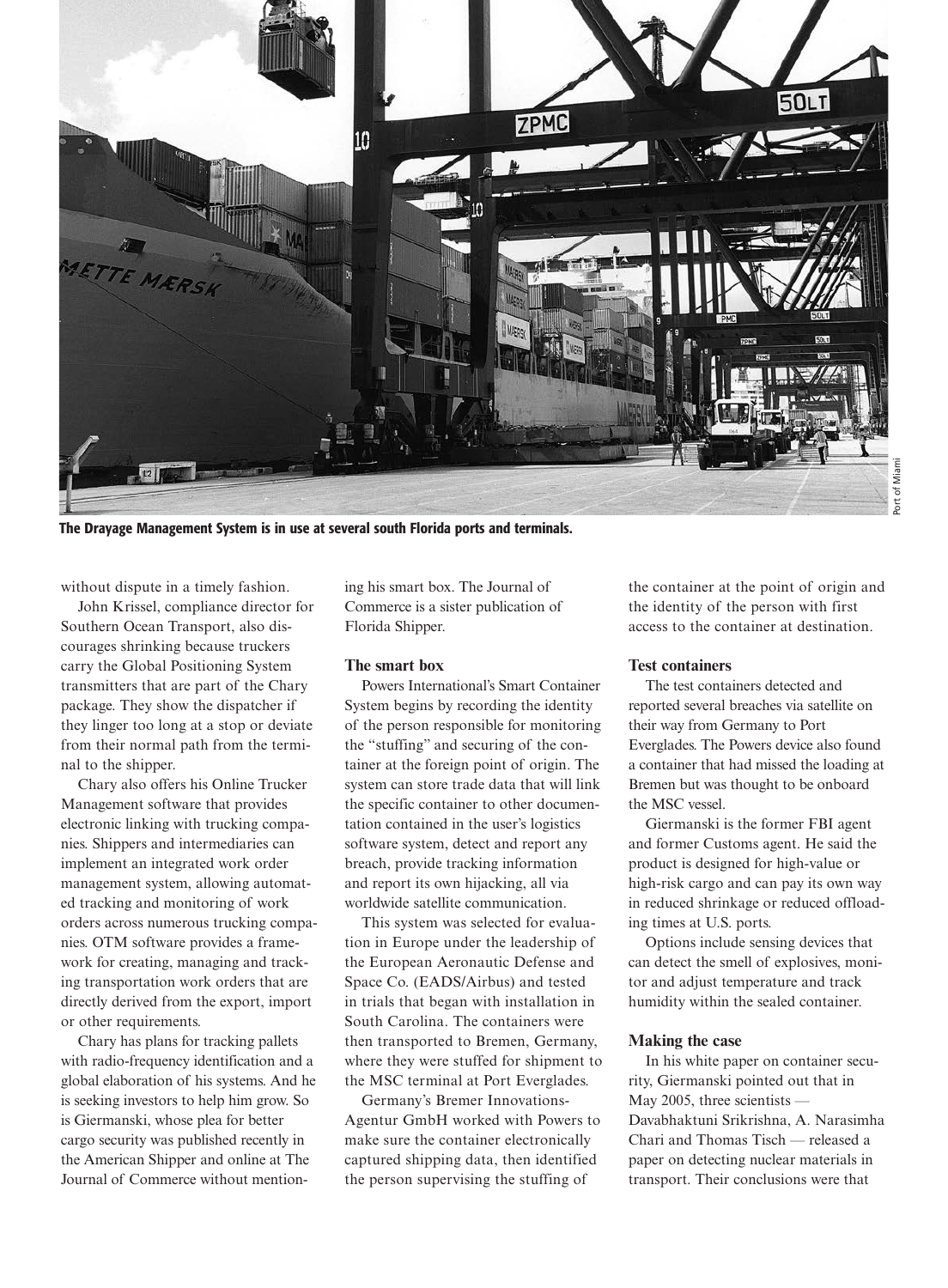The Drayage Management System is in use at several south Florida ports and terminals.

without dispute in a timely fashion.

John Krissel, compliance director for Southern Ocean Transport, also discourages shrinking because truckers carry the Global Positioning System transmitters that are part of the Chary package. They show the dispatcher if they linger too long at a stop or deviate from their normal path from the terminal to the shipper.

Chary also offers his Online Trucker Management software that provides electronic linking with trucking companies. Shippers and intermediaries can implement an integrated work order management system, allowing automated tracking and monitoring of work orders across numerous trucking companies. OTM software provides a framework for creating, managing and tracking transportation work orders that are directly derived from the export, import or other requirements.

Chary has plans for tracking pallets with radio-frequency identification and a global elaboration of his systems. And he is seeking investors to help him grow. So is Giermanski, whose plea for better cargo security was published recently in the American Shipper and online at The Journal of Commerce without mentioning his smart box. The Journal of Commerce is a sister publication of Florida Shipper.

### The smart box

Powers International's Smart Container System begins by recording the identity of the person responsible for monitoring the "stuffing" and securing of the container at the foreign point of origin. The system can store trade data that will link the specific container to other documentation contained in the user's logistics software system, detect and report any breach, provide tracking information and report its own hijacking, all via worldwide satellite communication.

This system was selected for evaluation in Europe under the leadership of the European Aeronautic Defense and Space Co. (EADS/Airbus) and tested in trials that began with installation in South Carolina. The containers were then transported to Bremen, Germany, where they were stuffed for shipment to the MSC terminal at Port Everglades.

Germany's Bremer Innovations-Agentur GmbH worked with Powers to make sure the container electronically captured shipping data, then identified the person supervising the stuffing of the container at the point of origin and the identity of the person with first access to the container at destination.

### Test containers

The test containers detected and reported several breaches via satellite on their way from Germany to Port Everglades. The Powers device also found a container that had missed the loading at Bremen but was thought to be onboard the MSC vessel.

Giermanski is the former FBI agent and former Customs agent. He said the product is designed for high-value or high-risk cargo and can pay its own way in reduced shrinkage or reduced offloading times at U.S. ports.

Options include sensing devices that can detect the smell of explosives, monitor and adjust temperature and track humidity within the sealed container.

### Making the case

In his white paper on container security, Giermanski pointed out that in May 2005, three scientists — Davabhaktuni Srikrishna, A. Narasimha Chari and Thomas Tisch — released a paper on detecting nuclear materials in transport. Their conclusions were that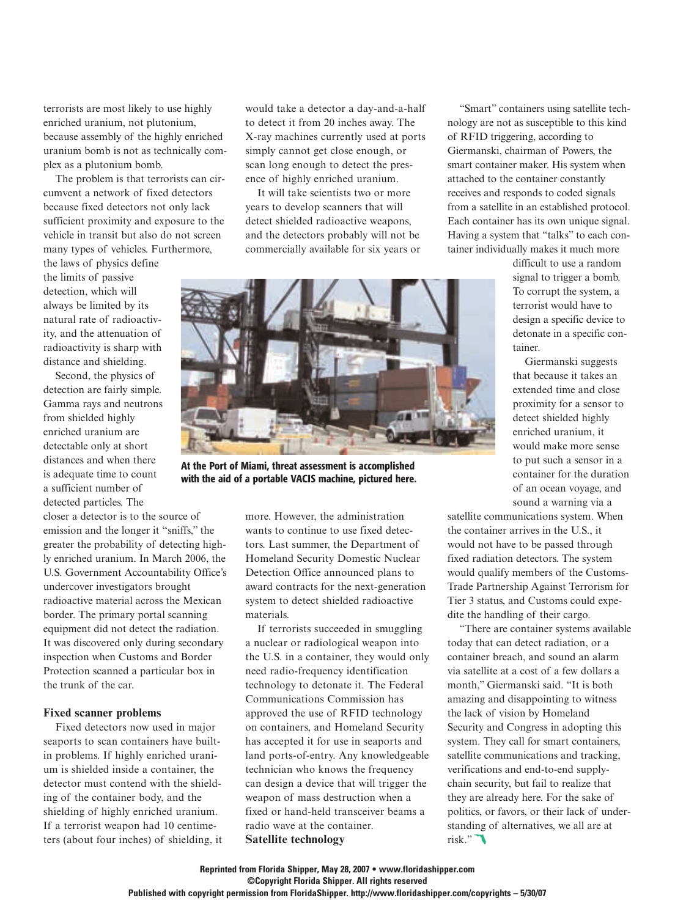terrorists are most likely to use highly enriched uranium, not plutonium, because assembly of the highly enriched uranium bomb is not as technically complex as a plutonium bomb.

The problem is that terrorists can circumvent a network of fixed detectors because fixed detectors not only lack sufficient proximity and exposure to the vehicle in transit but also do not screen many types of vehicles. Furthermore, the laws of physics define the limits of passive detection, which will always be limited by its natural rate of radioactivity, and the attenuation of radioactivity is sharp with distance and shielding.

Second, the physics of detection are fairly simple. Gamma rays and neutrons from shielded highly enriched uranium are detectable only at short distances and when there is adequate time to count a sufficient number of detected particles. The closer a detector is to the source of emission and the longer it "sniffs," the greater the probability of detecting highly enriched uranium. In March 2006, the U.S. Government Accountability Office's undercover investigators brought radioactive material across the Mexican border. The primary portal scanning equipment did not detect the radiation. It was discovered only during secondary inspection when Customs and Border Protection scanned a particular box in the trunk of the car.

### Fixed scanner problems

Fixed detectors now used in major seaports to scan containers have built-in problems. If highly enriched uranium is shielded inside a container, the detector must contend with the shielding of the container body, and the shielding of highly enriched uranium. If a terrorist weapon had 10 centimeters (about four inches) of shielding, it would take a detector a day-and-a-half to detect it from 20 inches away. The X-ray machines currently used at ports simply cannot get close enough, or scan long enough to detect the presence of highly enriched uranium.

It will take scientists two or more years to develop scanners that will detect shielded radioactive weapons, and the detectors probably will not be commercially available for six years or more. However, the administration wants to continue to use fixed detectors. Last summer, the Department of Homeland Security Domestic Nuclear Detection Office announced plans to award contracts for the next-generation system to detect shielded radioactive materials.

If terrorists succeeded in smuggling a nuclear or radiological weapon into the U.S. in a container, they would only need radio-frequency identification technology to detonate it. The Federal Communications Commission has approved the use of RFID technology on containers, and Homeland Security has accepted it for use in seaports and land ports-of-entry. Any knowledgeable technician who knows the frequency can design a device that will trigger the weapon of mass destruction when a fixed or hand-held transceiver beams a radio wave at the container.

**At the Port of Miami, threat assessment is accomplished with the aid of a portable VACIS machine, pictured here.**

### Satellite technology

"Smart" containers using satellite technology are not as susceptible to this kind of RFID triggering, according to Giermanski, chairman of Powers, the smart container maker. His system when attached to the container constantly receives and responds to coded signals from a satellite in an established protocol. Each container has its own unique signal. Having a system that "talks" to each container individually makes it much more difficult to use a random signal to trigger a bomb. To corrupt the system, a terrorist would have to design a specific device to detonate in a specific container.

Giermanski suggests that because it takes an extended time and close proximity for a sensor to detect shielded highly enriched uranium, it would make more sense to put such a sensor in a container for the duration of an ocean voyage, and sound a warning via a satellite communications system. When the container arrives in the U.S., it would not have to be passed through fixed radiation detectors. The system would qualify members of the Customs-Trade Partnership Against Terrorism for Tier 3 status, and Customs could expedite the handling of their cargo.

"There are container systems available today that can detect radiation, or a container breach, and sound an alarm via satellite at a cost of a few dollars a month," Giermanski said. "It is both amazing and disappointing to witness the lack of vision by Homeland Security and Congress in adopting this system. They call for smart containers, satellite communications and tracking, verifications and end-to-end supply-chain security, but fail to realize that they are already here. For the sake of politics, or favors, or their lack of understanding of alternatives, we all are at risk."

**Reprinted from Florida Shipper, May 28, 2007 • www.floridashipper.com**
**©Copyright Florida Shipper. All rights reserved**
**Published with copyright permission from FloridaShipper. http://www.floridashipper.com/copyrights – 5/30/07**